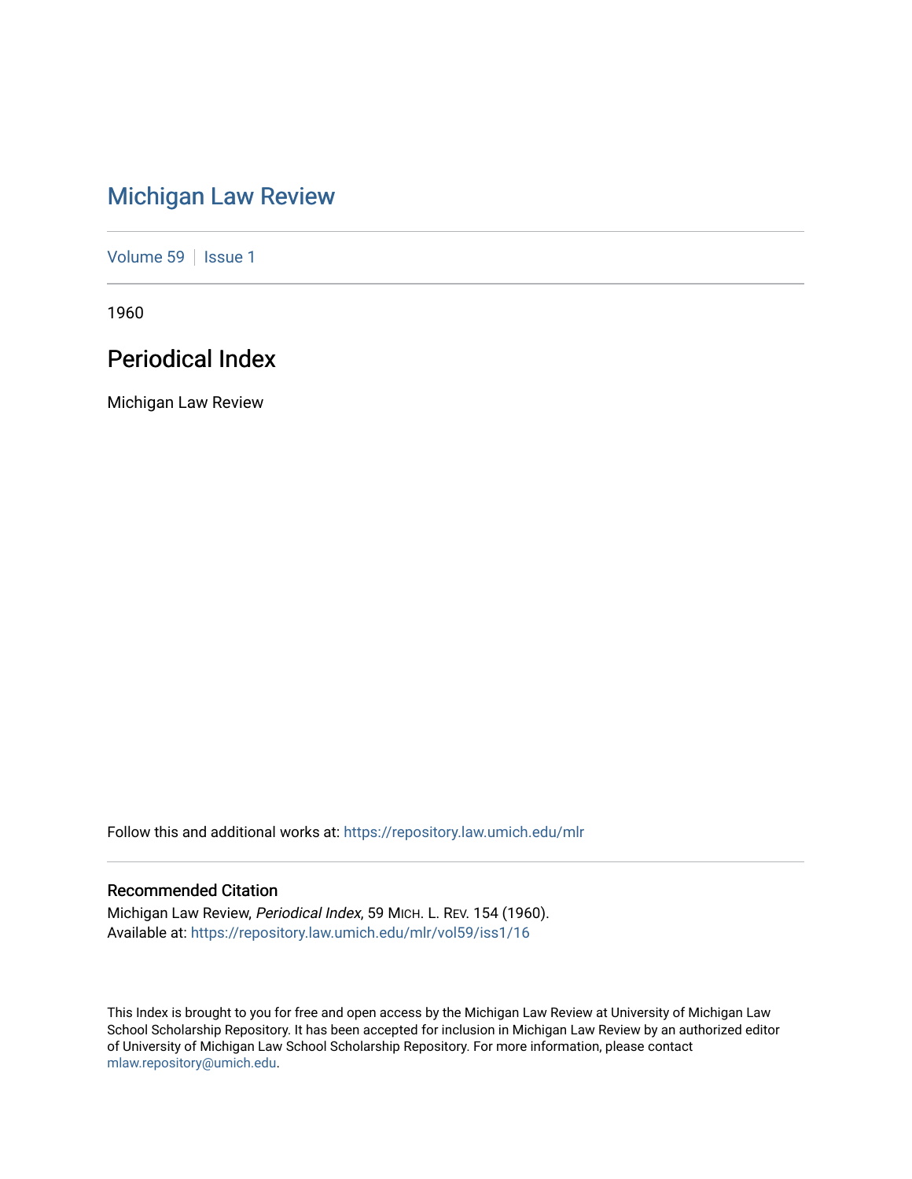# Michigan Law Review

Volume 59 | Issue 1

1960

## Periodical Index

Michigan Law Review

Follow this and additional works at: https://repository.law.umich.edu/mlr

### Recommended Citation

Michigan Law Review, *Periodical Index*, 59 MICH. L. REV. 154 (1960).
Available at: https://repository.law.umich.edu/mlr/vol59/iss1/16

This Index is brought to you for free and open access by the Michigan Law Review at University of Michigan Law School Scholarship Repository. It has been accepted for inclusion in Michigan Law Review by an authorized editor of University of Michigan Law School Scholarship Repository. For more information, please contact mlaw.repository@umich.edu.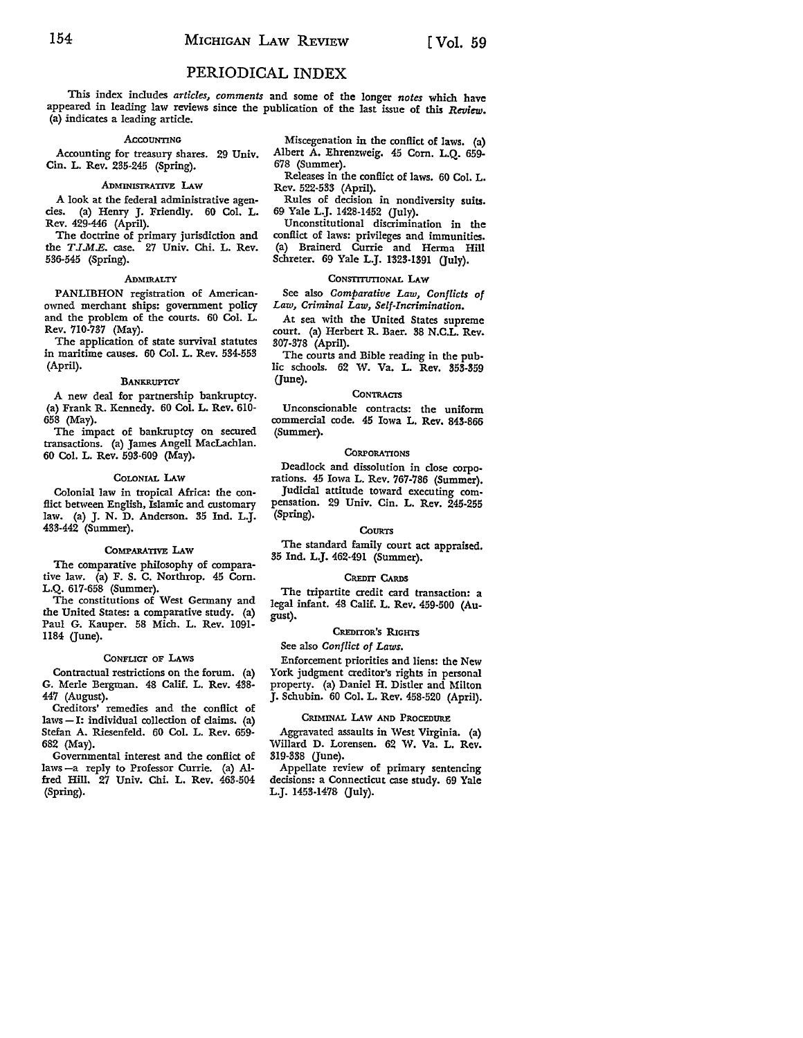# PERIODICAL INDEX

This index includes *articles, comments* and some of the longer *notes* which have appeared in leading law reviews since the publication of the last issue of this *Review*. (a) indicates a leading article.

### ACCOUNTING

Accounting for treasury shares. 29 Univ. Cin. L. Rev. 235-245 (Spring).

### ADMINISTRATIVE LAW

A look at the federal administrative agencies. (a) Henry J. Friendly. 60 Col. L. Rev. 429-446 (April).

The doctrine of primary jurisdiction and the *T.I.M.E.* case. 27 Univ. Chi. L. Rev. 536-545 (Spring).

### ADMIRALTY

PANLIBHON registration of American-owned merchant ships: government policy and the problem of the courts. 60 Col. L. Rev. 710-737 (May).

The application of state survival statutes in maritime causes. 60 Col. L. Rev. 534-553 (April).

### BANKRUPTCY

A new deal for partnership bankruptcy. (a) Frank R. Kennedy. 60 Col. L. Rev. 610-658 (May).

The impact of bankruptcy on secured transactions. (a) James Angell MacLachlan. 60 Col. L. Rev. 593-609 (May).

### COLONIAL LAW

Colonial law in tropical Africa: the conflict between English, Islamic and customary law. (a) J. N. D. Anderson. 35 Ind. L.J. 433-442 (Summer).

### COMPARATIVE LAW

The comparative philosophy of comparative law. (a) F. S. C. Northrop. 45 Corn. L.Q. 617-658 (Summer).

The constitutions of West Germany and the United States: a comparative study. (a) Paul G. Kauper. 58 Mich. L. Rev. 1091-1184 (June).

### CONFLICT OF LAWS

Contractual restrictions on the forum. (a) G. Merle Bergman. 48 Calif. L. Rev. 438-447 (August).

Creditors' remedies and the conflict of laws — I: individual collection of claims. (a) Stefan A. Riesenfeld. 60 Col. L. Rev. 659-682 (May).

Governmental interest and the conflict of laws — a reply to Professor Currie. (a) Alfred Hill. 27 Univ. Chi. L. Rev. 463-504 (Spring).

Miscegenation in the conflict of laws. (a) Albert A. Ehrenzweig. 45 Corn. L.Q. 659-678 (Summer).

Releases in the conflict of laws. 60 Col. L. Rev. 522-533 (April).

Rules of decision in nondiversity suits. 69 Yale L.J. 1428-1452 (July).

Unconstitutional discrimination in the conflict of laws: privileges and immunities. (a) Brainerd Currie and Herma Hill Schreter. 69 Yale L.J. 1323-1391 (July).

### CONSTITUTIONAL LAW

See also *Comparative Law, Conflicts of Law, Criminal Law, Self-Incrimination.*

At sea with the United States supreme court. (a) Herbert R. Baer. 38 N.C.L. Rev. 307-378 (April).

The courts and Bible reading in the public schools. 62 W. Va. L. Rev. 353-359 (June).

### CONTRACTS

Unconscionable contracts: the uniform commercial code. 45 Iowa L. Rev. 843-866 (Summer).

### CORPORATIONS

Deadlock and dissolution in close corporations. 45 Iowa L. Rev. 767-786 (Summer).

Judicial attitude toward executing compensation. 29 Univ. Cin. L. Rev. 245-255 (Spring).

### COURTS

The standard family court act appraised. 35 Ind. L.J. 462-491 (Summer).

### CREDIT CARDS

The tripartite credit card transaction: a legal infant. 48 Calif. L. Rev. 459-500 (August).

### CREDITOR'S RIGHTS

See also *Conflict of Laws.*

Enforcement priorities and liens: the New York judgment creditor's rights in personal property. (a) Daniel H. Distler and Milton J. Schubin. 60 Col. L. Rev. 458-520 (April).

### CRIMINAL LAW AND PROCEDURE

Aggravated assaults in West Virginia. (a) Willard D. Lorensen. 62 W. Va. L. Rev. 319-338 (June).

Appellate review of primary sentencing decisions: a Connecticut case study. 69 Yale L.J. 1453-1478 (July).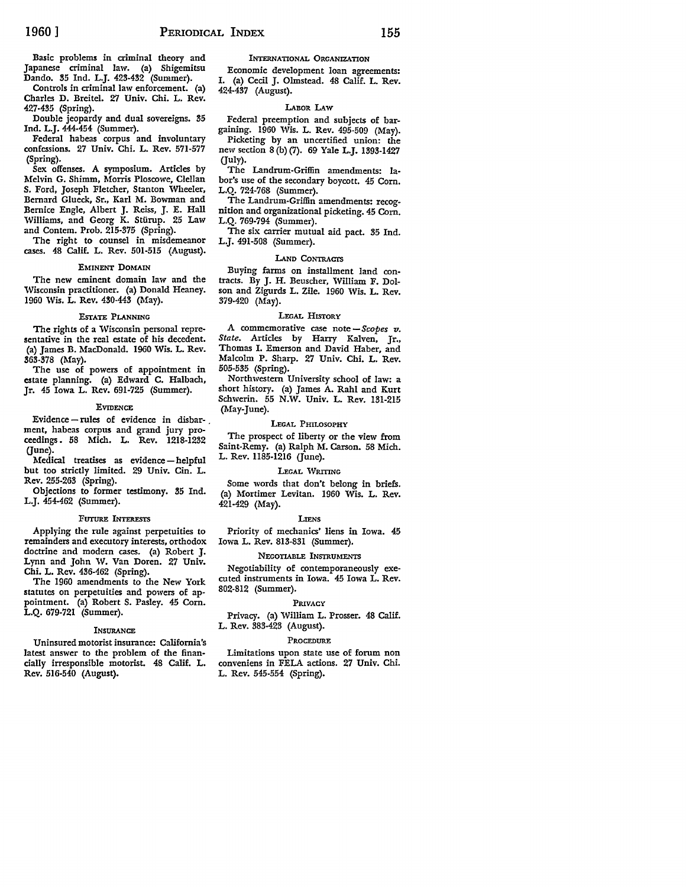Basic problems in criminal theory and Japanese criminal law. (a) Shigemitsu Dando. 35 Ind. L.J. 423-432 (Summer).

Controls in criminal law enforcement. (a) Charles D. Breitel. 27 Univ. Chi. L. Rev. 427-435 (Spring).

Double jeopardy and dual sovereigns. 35 Ind. L.J. 444-454 (Summer).

Federal habeas corpus and involuntary confessions. 27 Univ. Chi. L. Rev. 571-577 (Spring).

Sex offenses. A symposium. Articles by Melvin G. Shimm, Morris Ploscowe, Clellan S. Ford, Joseph Fletcher, Stanton Wheeler, Bernard Glueck, Sr., Karl M. Bowman and Bernice Engle, Albert J. Reiss, J. E. Hall Williams, and Georg K. Stürup. 25 Law and Contem. Prob. 215-375 (Spring).

The right to counsel in misdemeanor cases. 48 Calif. L. Rev. 501-515 (August).

### Eminent Domain

The new eminent domain law and the Wisconsin practitioner. (a) Donald Heaney. 1960 Wis. L. Rev. 430-443 (May).

### Estate Planning

The rights of a Wisconsin personal representative in the real estate of his decedent. (a) James B. MacDonald. 1960 Wis. L. Rev. 363-378 (May).

The use of powers of appointment in estate planning. (a) Edward C. Halbach, Jr. 45 Iowa L. Rev. 691-725 (Summer).

### Evidence

Evidence — rules of evidence in disbarment, habeas corpus and grand jury proceedings. 58 Mich. L. Rev. 1218-1232 (June).

Medical treatises as evidence — helpful but too strictly limited. 29 Univ. Cin. L. Rev. 255-263 (Spring).

Objections to former testimony. 35 Ind. L.J. 454-462 (Summer).

### Future Interests

Applying the rule against perpetuities to remainders and executory interests, orthodox doctrine and modern cases. (a) Robert J. Lynn and John W. Van Doren. 27 Univ. Chi. L. Rev. 436-462 (Spring).

The 1960 amendments to the New York statutes on perpetuities and powers of appointment. (a) Robert S. Pasley. 45 Corn. L.Q. 679-721 (Summer).

### Insurance

Uninsured motorist insurance: California's latest answer to the problem of the financially irresponsible motorist. 48 Calif. L. Rev. 516-540 (August).

### International Organization

Economic development loan agreements: I. (a) Cecil J. Olmstead. 48 Calif. L. Rev. 424-437 (August).

### Labor Law

Federal preemption and subjects of bargaining. 1960 Wis. L. Rev. 495-509 (May).

Picketing by an uncertified union: the new section 8(b)(7). 69 Yale L.J. 1393-1427 (July).

The Landrum-Griffin amendments: labor's use of the secondary boycott. 45 Corn. L.Q. 724-768 (Summer).

The Landrum-Griffin amendments: recognition and organizational picketing. 45 Corn. L.Q. 769-794 (Summer).

The six carrier mutual aid pact. 35 Ind. L.J. 491-508 (Summer).

### Land Contracts

Buying farms on installment land contracts. By J. H. Beuscher, William F. Dolson and Zigurds L. Zile. 1960 Wis. L. Rev. 379-420 (May).

### Legal History

A commemorative case note — *Scopes v. State*. Articles by Harry Kalven, Jr., Thomas I. Emerson and David Haber, and Malcolm P. Sharp. 27 Univ. Chi. L. Rev. 505-535 (Spring).

Northwestern University school of law: a short history. (a) James A. Rahl and Kurt Schwerin. 55 N.W. Univ. L. Rev. 131-215 (May-June).

### Legal Philosophy

The prospect of liberty or the view from Saint-Remy. (a) Ralph M. Carson. 58 Mich. L. Rev. 1185-1216 (June).

### Legal Writing

Some words that don't belong in briefs. (a) Mortimer Levitan. 1960 Wis. L. Rev. 421-429 (May).

### Liens

Priority of mechanics' liens in Iowa. 45 Iowa L. Rev. 813-831 (Summer).

### Negotiable Instruments

Negotiability of contemporaneously executed instruments in Iowa. 45 Iowa L. Rev. 802-812 (Summer).

### Privacy

Privacy. (a) William L. Prosser. 48 Calif. L. Rev. 383-423 (August).

### Procedure

Limitations upon state use of forum non conveniens in FELA actions. 27 Univ. Chi. L. Rev. 545-554 (Spring).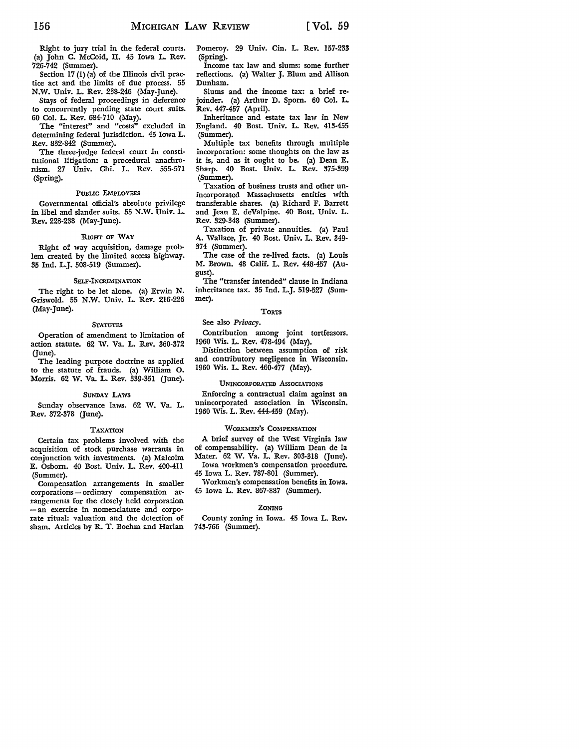Right to jury trial in the federal courts. (a) John C. McCoid, II. 45 Iowa L. Rev. 726-742 (Summer).

Section 17 (1) (a) of the Illinois civil practice act and the limits of due process. 55 N.W. Univ. L. Rev. 238-246 (May-June).

Stays of federal proceedings in deference to concurrently pending state court suits. 60 Col. L. Rev. 684-710 (May).

The "interest" and "costs" excluded in determining federal jurisdiction. 45 Iowa L. Rev. 832-842 (Summer).

The three-judge federal court in constitutional litigation: a procedural anachronism. 27 Univ. Chi. L. Rev. 555-571 (Spring).

### Public Employees

Governmental official's absolute privilege in libel and slander suits. 55 N.W. Univ. L. Rev. 228-238 (May-June).

### Right of Way

Right of way acquisition, damage problem created by the limited access highway. 35 Ind. L.J. 508-519 (Summer).

### Self-Incrimination

The right to be let alone. (a) Erwin N. Griswold. 55 N.W. Univ. L. Rev. 216-226 (May-June).

### Statutes

Operation of amendment to limitation of action statute. 62 W. Va. L. Rev. 360-372 (June).

The leading purpose doctrine as applied to the statute of frauds. (a) William O. Morris. 62 W. Va. L. Rev. 339-351 (June).

### Sunday Laws

Sunday observance laws. 62 W. Va. L. Rev. 372-378 (June).

### Taxation

Certain tax problems involved with the acquisition of stock purchase warrants in conjunction with investments. (a) Malcolm E. Osborn. 40 Bost. Univ. L. Rev. 400-411 (Summer).

Compensation arrangements in smaller corporations—ordinary compensation arrangements for the closely held corporation—an exercise in nomenclature and corporate ritual: valuation and the detection of sham. Articles by R. T. Boehm and Harlan Pomeroy. 29 Univ. Cin. L. Rev. 157-233 (Spring).

Income tax law and slums: some further reflections. (a) Walter J. Blum and Allison Dunham.

Slums and the income tax: a brief rejoinder. (a) Arthur D. Sporn. 60 Col. L. Rev. 447-457 (April).

Inheritance and estate tax law in New England. 40 Bost. Univ. L. Rev. 413-455 (Summer).

Multiple tax benefits through multiple incorporation: some thoughts on the law as it is, and as it ought to be. (a) Dean E. Sharp. 40 Bost. Univ. L. Rev. 375-399 (Summer).

Taxation of business trusts and other unincorporated Massachusetts entities with transferable shares. (a) Richard F. Barrett and Jean E. deValpine. 40 Bost. Univ. L. Rev. 329-348 (Summer).

Taxation of private annuities. (a) Paul A. Wallace, Jr. 40 Bost. Univ. L. Rev. 349-374 (Summer).

The case of the re-lived facts. (a) Louis M. Brown. 48 Calif. L. Rev. 448-457 (August).

The "transfer intended" clause in Indiana inheritance tax. 35 Ind. L.J. 519-527 (Summer).

### Torts

See also *Privacy*.

Contribution among joint tortfeasors. 1960 Wis. L. Rev. 478-494 (May).

Distinction between assumption of risk and contributory negligence in Wisconsin. 1960 Wis. L. Rev. 460-477 (May).

### Unincorporated Associations

Enforcing a contractual claim against an unincorporated association in Wisconsin. 1960 Wis. L. Rev. 444-459 (May).

### Workmen's Compensation

A brief survey of the West Virginia law of compensability. (a) William Dean de la Mater. 62 W. Va. L. Rev. 303-318 (June).

Iowa workmen's compensation procedure. 45 Iowa L. Rev. 787-801 (Summer).

Workmen's compensation benefits in Iowa. 45 Iowa L. Rev. 867-887 (Summer).

### Zoning

County zoning in Iowa. 45 Iowa L. Rev. 743-766 (Summer).